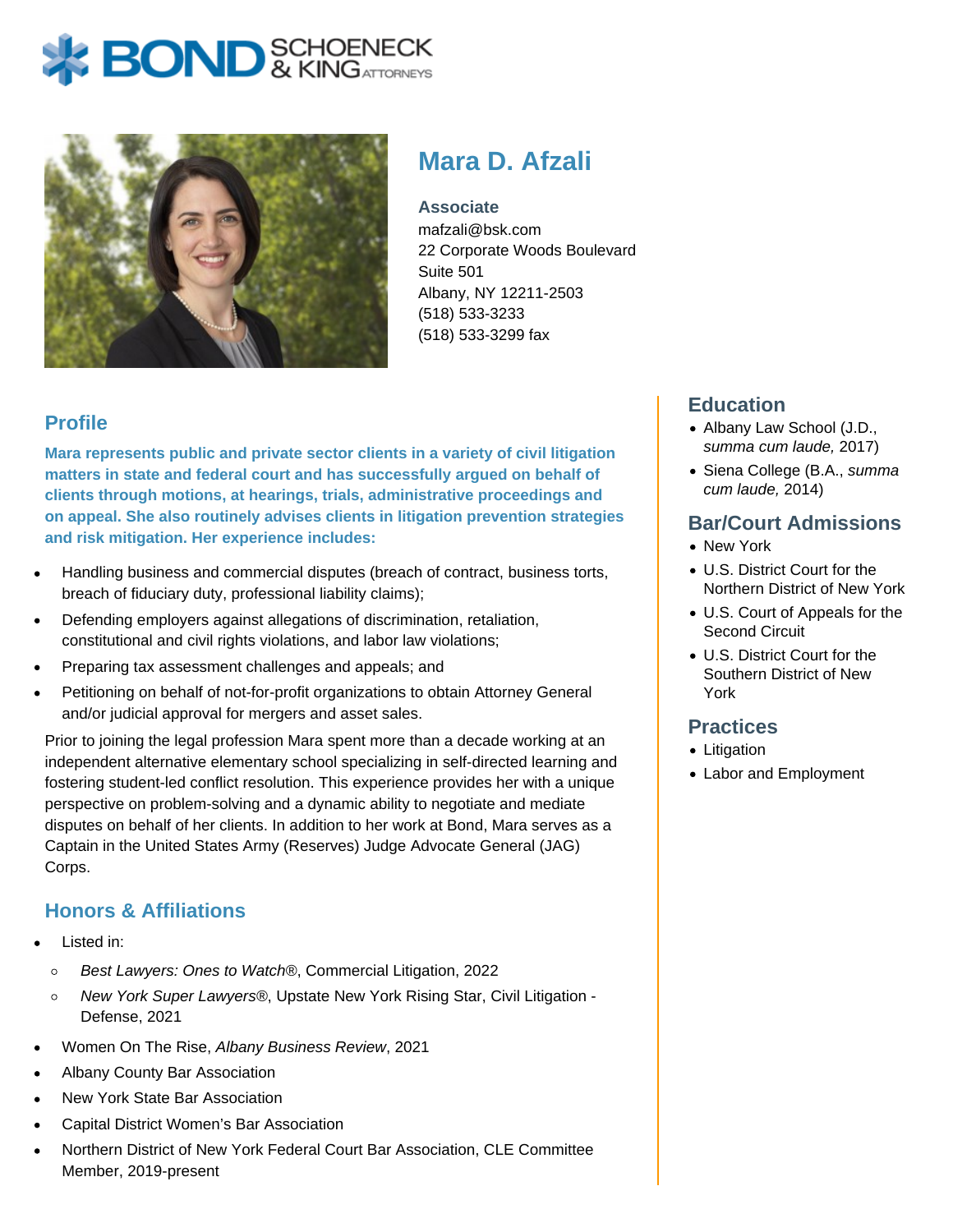# Mara D. Afzali

**Associate**
mafzali@bsk.com
22 Corporate Woods Boulevard
Suite 501
Albany, NY 12211-2503
(518) 533-3233
(518) 533-3299 fax

## Profile

**Mara represents public and private sector clients in a variety of civil litigation matters in state and federal court and has successfully argued on behalf of clients through motions, at hearings, trials, administrative proceedings and on appeal. She also routinely advises clients in litigation prevention strategies and risk mitigation. Her experience includes:**

- Handling business and commercial disputes (breach of contract, business torts, breach of fiduciary duty, professional liability claims);
- Defending employers against allegations of discrimination, retaliation, constitutional and civil rights violations, and labor law violations;
- Preparing tax assessment challenges and appeals; and
- Petitioning on behalf of not-for-profit organizations to obtain Attorney General and/or judicial approval for mergers and asset sales.

Prior to joining the legal profession Mara spent more than a decade working at an independent alternative elementary school specializing in self-directed learning and fostering student-led conflict resolution. This experience provides her with a unique perspective on problem-solving and a dynamic ability to negotiate and mediate disputes on behalf of her clients. In addition to her work at Bond, Mara serves as a Captain in the United States Army (Reserves) Judge Advocate General (JAG) Corps.

## Honors & Affiliations

- Listed in:
  - *Best Lawyers: Ones to Watch*®, Commercial Litigation, 2022
  - *New York Super Lawyers*®, Upstate New York Rising Star, Civil Litigation - Defense, 2021
- Women On The Rise, *Albany Business Review*, 2021
- Albany County Bar Association
- New York State Bar Association
- Capital District Women's Bar Association
- Northern District of New York Federal Court Bar Association, CLE Committee Member, 2019-present

## Education

- Albany Law School (J.D., *summa cum laude,* 2017)
- Siena College (B.A., *summa cum laude,* 2014)

## Bar/Court Admissions

- New York
- U.S. District Court for the Northern District of New York
- U.S. Court of Appeals for the Second Circuit
- U.S. District Court for the Southern District of New York

## Practices

- Litigation
- Labor and Employment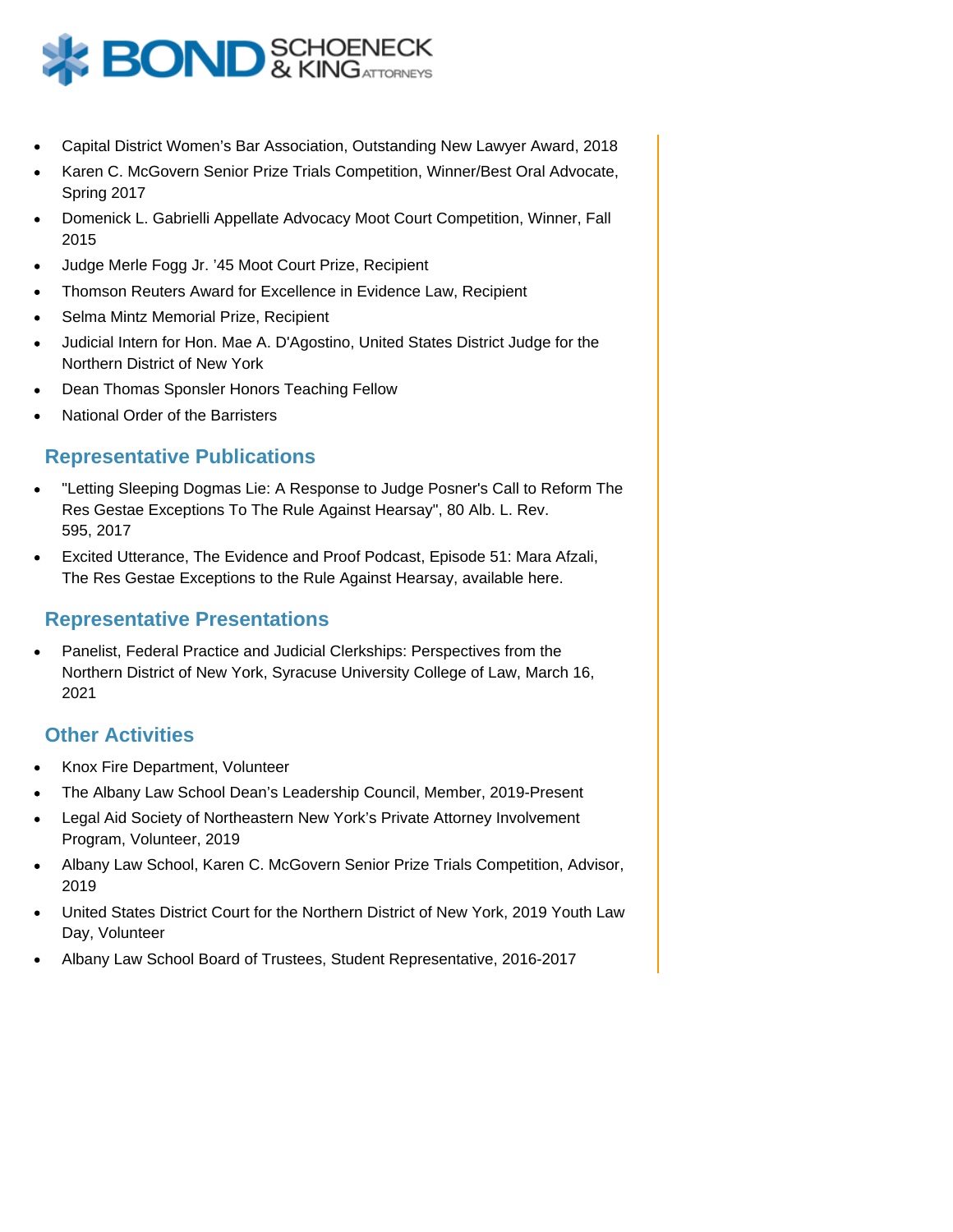- Capital District Women's Bar Association, Outstanding New Lawyer Award, 2018
- Karen C. McGovern Senior Prize Trials Competition, Winner/Best Oral Advocate, Spring 2017
- Domenick L. Gabrielli Appellate Advocacy Moot Court Competition, Winner, Fall 2015
- Judge Merle Fogg Jr. '45 Moot Court Prize, Recipient
- Thomson Reuters Award for Excellence in Evidence Law, Recipient
- Selma Mintz Memorial Prize, Recipient
- Judicial Intern for Hon. Mae A. D'Agostino, United States District Judge for the Northern District of New York
- Dean Thomas Sponsler Honors Teaching Fellow
- National Order of the Barristers

## Representative Publications

- "Letting Sleeping Dogmas Lie: A Response to Judge Posner's Call to Reform The Res Gestae Exceptions To The Rule Against Hearsay", 80 Alb. L. Rev. 595, 2017
- Excited Utterance, The Evidence and Proof Podcast, Episode 51: Mara Afzali, The Res Gestae Exceptions to the Rule Against Hearsay, available here.

## Representative Presentations

- Panelist, Federal Practice and Judicial Clerkships: Perspectives from the Northern District of New York, Syracuse University College of Law, March 16, 2021

## Other Activities

- Knox Fire Department, Volunteer
- The Albany Law School Dean's Leadership Council, Member, 2019-Present
- Legal Aid Society of Northeastern New York's Private Attorney Involvement Program, Volunteer, 2019
- Albany Law School, Karen C. McGovern Senior Prize Trials Competition, Advisor, 2019
- United States District Court for the Northern District of New York, 2019 Youth Law Day, Volunteer
- Albany Law School Board of Trustees, Student Representative, 2016-2017